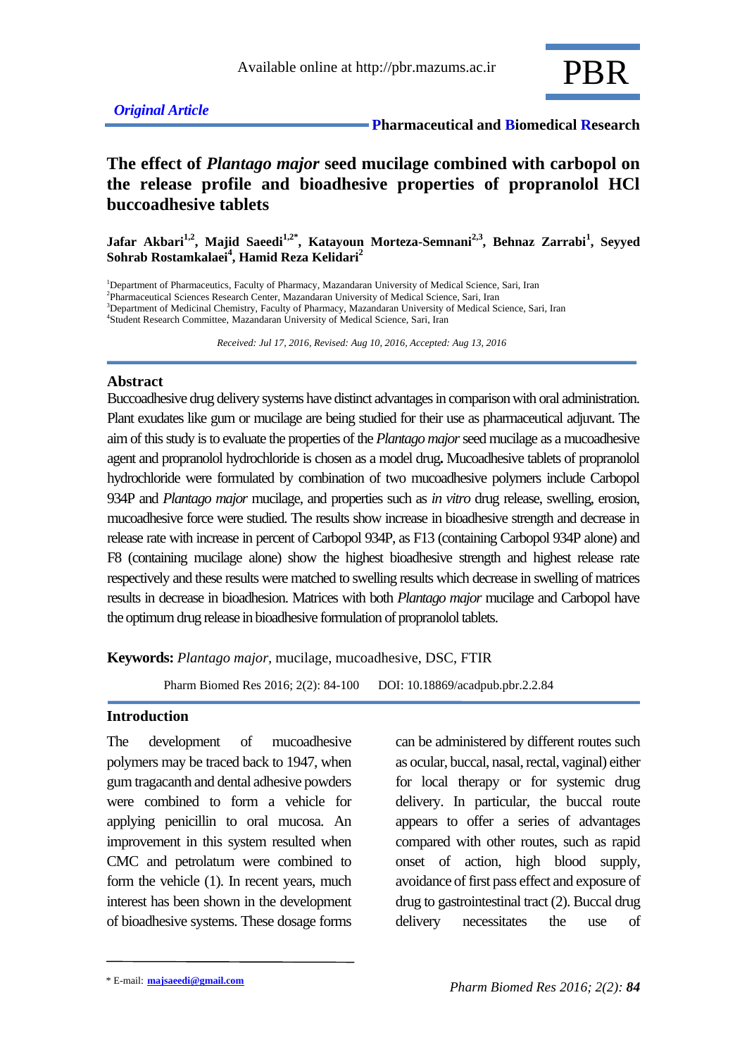*Original Article*

# The effect of *Plantago major* seed mucilage combined with carbopol on the release profile and bioadhesive properties of propranolol HCl buccoadhesive tablets

**Jafar Akbari[1,2], Majid Saeedi[1,2*], Katayoun Morteza-Semnani[2,3], Behnaz Zarrabi[1], Seyyed Sohrab Rostamkalaei[4], Hamid Reza Kelidari[2]**

[1]Department of Pharmaceutics, Faculty of Pharmacy, Mazandaran University of Medical Science, Sari, Iran
[2]Pharmaceutical Sciences Research Center, Mazandaran University of Medical Science, Sari, Iran
[3]Department of Medicinal Chemistry, Faculty of Pharmacy, Mazandaran University of Medical Science, Sari, Iran
[4]Student Research Committee, Mazandaran University of Medical Science, Sari, Iran

*Received: Jul 17, 2016, Revised: Aug 10, 2016, Accepted: Aug 13, 2016*

## Abstract

Buccoadhesive drug delivery systems have distinct advantages in comparison with oral administration. Plant exudates like gum or mucilage are being studied for their use as pharmaceutical adjuvant. The aim of this study is to evaluate the properties of the *Plantago major* seed mucilage as a mucoadhesive agent and propranolol hydrochloride is chosen as a model drug**.** Mucoadhesive tablets of propranolol hydrochloride were formulated by combination of two mucoadhesive polymers include Carbopol 934P and *Plantago major* mucilage, and properties such as *in vitro* drug release, swelling, erosion, mucoadhesive force were studied. The results show increase in bioadhesive strength and decrease in release rate with increase in percent of Carbopol 934P, as F13 (containing Carbopol 934P alone) and F8 (containing mucilage alone) show the highest bioadhesive strength and highest release rate respectively and these results were matched to swelling results which decrease in swelling of matrices results in decrease in bioadhesion. Matrices with both *Plantago major* mucilage and Carbopol have the optimum drug release in bioadhesive formulation of propranolol tablets.

**Keywords:** *Plantago major*, mucilage, mucoadhesive, DSC, FTIR

Pharm Biomed Res 2016; 2(2): 84-100 DOI: 10.18869/acadpub.pbr.2.2.84

## Introduction

The development of mucoadhesive polymers may be traced back to 1947, when gum tragacanth and dental adhesive powders were combined to form a vehicle for applying penicillin to oral mucosa. An improvement in this system resulted when CMC and petrolatum were combined to form the vehicle (1). In recent years, much interest has been shown in the development of bioadhesive systems. These dosage forms can be administered by different routes such as ocular, buccal, nasal, rectal, vaginal) either for local therapy or for systemic drug delivery. In particular, the buccal route appears to offer a series of advantages compared with other routes, such as rapid onset of action, high blood supply, avoidance of first pass effect and exposure of drug to gastrointestinal tract (2). Buccal drug delivery necessitates the use of

* E-mail: majsaeedi@gmail.com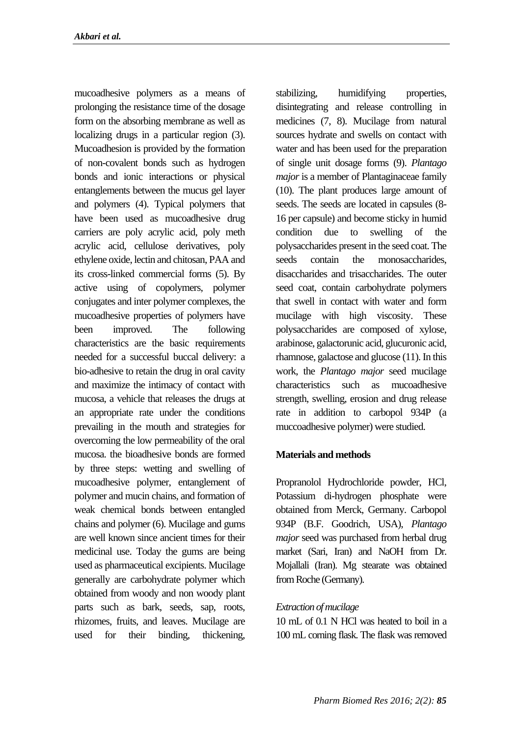mucoadhesive polymers as a means of prolonging the resistance time of the dosage form on the absorbing membrane as well as localizing drugs in a particular region (3). Mucoadhesion is provided by the formation of non-covalent bonds such as hydrogen bonds and ionic interactions or physical entanglements between the mucus gel layer and polymers (4). Typical polymers that have been used as mucoadhesive drug carriers are poly acrylic acid, poly meth acrylic acid, cellulose derivatives, poly ethylene oxide, lectin and chitosan, PAA and its cross-linked commercial forms (5). By active using of copolymers, polymer conjugates and inter polymer complexes, the mucoadhesive properties of polymers have been improved. The following characteristics are the basic requirements needed for a successful buccal delivery: a bio-adhesive to retain the drug in oral cavity and maximize the intimacy of contact with mucosa, a vehicle that releases the drugs at an appropriate rate under the conditions prevailing in the mouth and strategies for overcoming the low permeability of the oral mucosa. the bioadhesive bonds are formed by three steps: wetting and swelling of mucoadhesive polymer, entanglement of polymer and mucin chains, and formation of weak chemical bonds between entangled chains and polymer (6). Mucilage and gums are well known since ancient times for their medicinal use. Today the gums are being used as pharmaceutical excipients. Mucilage generally are carbohydrate polymer which obtained from woody and non woody plant parts such as bark, seeds, sap, roots, rhizomes, fruits, and leaves. Mucilage are used for their binding, thickening, stabilizing, humidifying properties, disintegrating and release controlling in medicines (7, 8). Mucilage from natural sources hydrate and swells on contact with water and has been used for the preparation of single unit dosage forms (9). *Plantago major* is a member of Plantaginaceae family (10). The plant produces large amount of seeds. The seeds are located in capsules (8-16 per capsule) and become sticky in humid condition due to swelling of the polysaccharides present in the seed coat. The seeds contain the monosaccharides, disaccharides and trisaccharides. The outer seed coat, contain carbohydrate polymers that swell in contact with water and form mucilage with high viscosity. These polysaccharides are composed of xylose, arabinose, galactorunic acid, glucuronic acid, rhamnose, galactose and glucose (11). In this work, the *Plantago major* seed mucilage characteristics such as mucoadhesive strength, swelling, erosion and drug release rate in addition to carbopol 934P (a muccoadhesive polymer) were studied.

## Materials and methods

Propranolol Hydrochloride powder, HCl, Potassium di-hydrogen phosphate were obtained from Merck, Germany. Carbopol 934P (B.F. Goodrich, USA), *Plantago major* seed was purchased from herbal drug market (Sari, Iran) and NaOH from Dr. Mojallali (Iran). Mg stearate was obtained from Roche (Germany).

### *Extraction of mucilage*

10 mL of 0.1 N HCl was heated to boil in a 100 mL corning flask. The flask was removed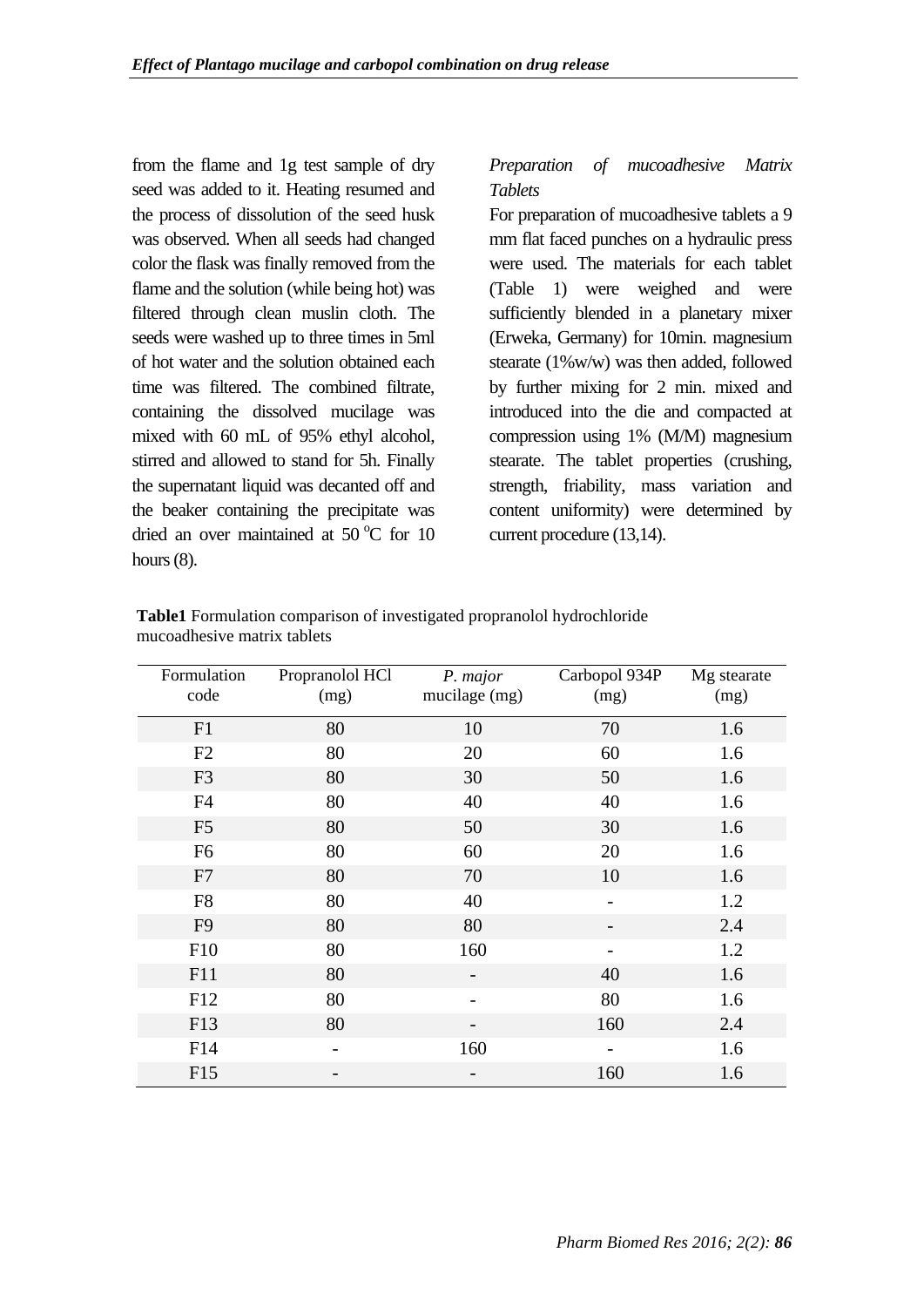from the flame and 1g test sample of dry seed was added to it. Heating resumed and the process of dissolution of the seed husk was observed. When all seeds had changed color the flask was finally removed from the flame and the solution (while being hot) was filtered through clean muslin cloth. The seeds were washed up to three times in 5ml of hot water and the solution obtained each time was filtered. The combined filtrate, containing the dissolved mucilage was mixed with 60 mL of 95% ethyl alcohol, stirred and allowed to stand for 5h. Finally the supernatant liquid was decanted off and the beaker containing the precipitate was dried an over maintained at 50 $^{o}$C for 10 hours (8).

*Preparation of mucoadhesive Matrix Tablets*

For preparation of mucoadhesive tablets a 9 mm flat faced punches on a hydraulic press were used. The materials for each tablet (Table 1) were weighed and were sufficiently blended in a planetary mixer (Erweka, Germany) for 10min. magnesium stearate (1%w/w) was then added, followed by further mixing for 2 min. mixed and introduced into the die and compacted at compression using 1% (M/M) magnesium stearate. The tablet properties (crushing, strength, friability, mass variation and content uniformity) were determined by current procedure (13,14).

**Table1** Formulation comparison of investigated propranolol hydrochloride mucoadhesive matrix tablets

| Formulation code | Propranolol HCl (mg) | *P. major* mucilage (mg) | Carbopol 934P (mg) | Mg stearate (mg) |
|---|---|---|---|---|
| F1 | 80 | 10 | 70 | 1.6 |
| F2 | 80 | 20 | 60 | 1.6 |
| F3 | 80 | 30 | 50 | 1.6 |
| F4 | 80 | 40 | 40 | 1.6 |
| F5 | 80 | 50 | 30 | 1.6 |
| F6 | 80 | 60 | 20 | 1.6 |
| F7 | 80 | 70 | 10 | 1.6 |
| F8 | 80 | 40 | - | 1.2 |
| F9 | 80 | 80 | - | 2.4 |
| F10 | 80 | 160 | - | 1.2 |
| F11 | 80 | - | 40 | 1.6 |
| F12 | 80 | - | 80 | 1.6 |
| F13 | 80 | - | 160 | 2.4 |
| F14 | - | 160 | - | 1.6 |
| F15 | - | - | 160 | 1.6 |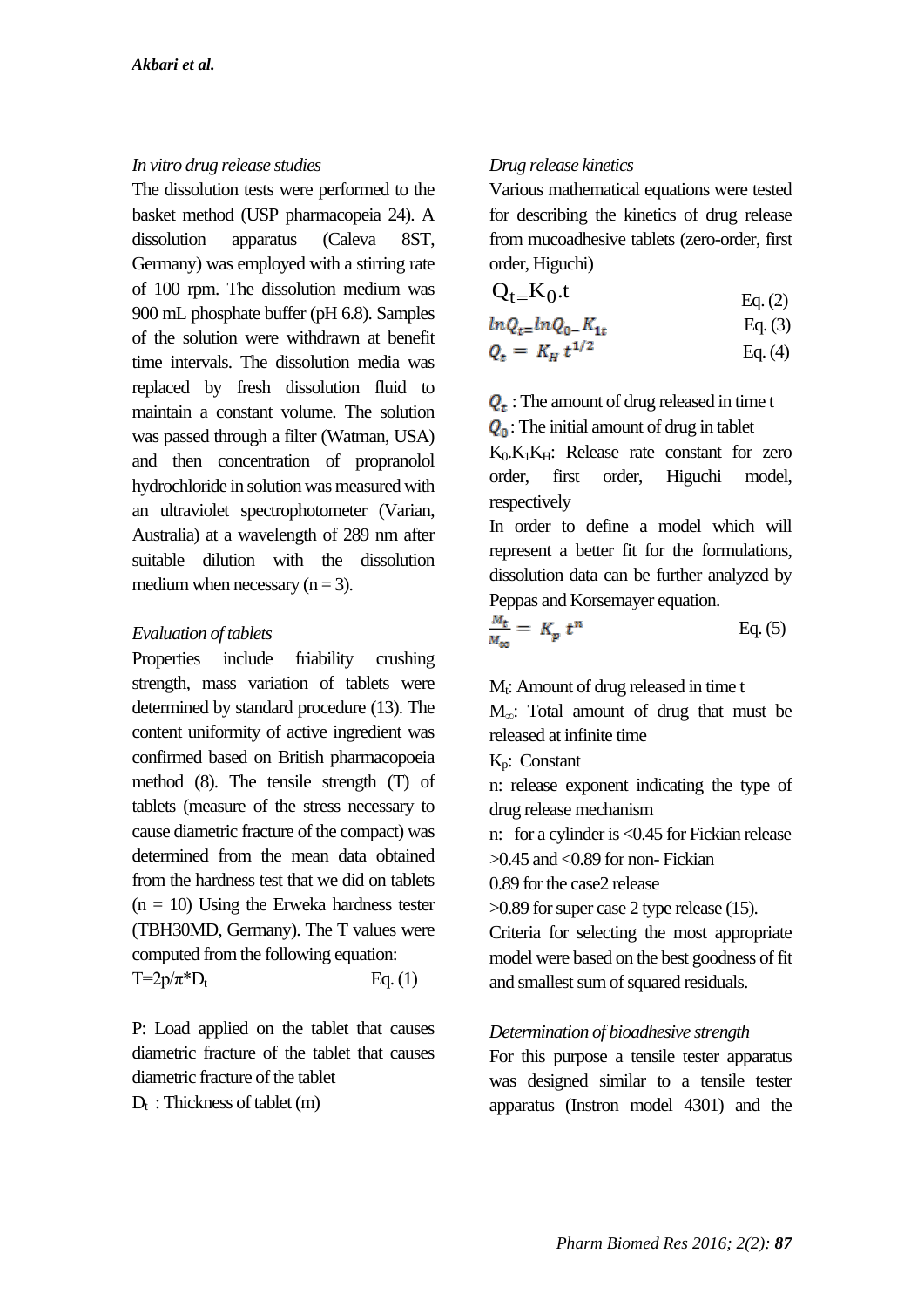*In vitro drug release studies*

The dissolution tests were performed to the basket method (USP pharmacopeia 24). A dissolution apparatus (Caleva 8ST, Germany) was employed with a stirring rate of 100 rpm. The dissolution medium was 900 mL phosphate buffer (pH 6.8). Samples of the solution were withdrawn at benefit time intervals. The dissolution media was replaced by fresh dissolution fluid to maintain a constant volume. The solution was passed through a filter (Watman, USA) and then concentration of propranolol hydrochloride in solution was measured with an ultraviolet spectrophotometer (Varian, Australia) at a wavelength of 289 nm after suitable dilution with the dissolution medium when necessary (n = 3).

*Evaluation of tablets*

Properties include friability crushing strength, mass variation of tablets were determined by standard procedure (13). The content uniformity of active ingredient was confirmed based on British pharmacopoeia method (8). The tensile strength (T) of tablets (measure of the stress necessary to cause diametric fracture of the compact) was determined from the mean data obtained from the hardness test that we did on tablets (n = 10) Using the Erweka hardness tester (TBH30MD, Germany). The T values were computed from the following equation:

$$T=2p/\pi * D_t \qquad \text{Eq. (1)}$$

P: Load applied on the tablet that causes diametric fracture of the tablet that causes diametric fracture of the tablet

$D_t$ : Thickness of tablet (m)

*Drug release kinetics*

Various mathematical equations were tested for describing the kinetics of drug release from mucoadhesive tablets (zero-order, first order, Higuchi)

$$Q_t = K_0.t \qquad \text{Eq. (2)}$$

$$lnQ_t = lnQ_0 - K_{1t} \qquad \text{Eq. (3)}$$

$$Q_t = K_H\, t^{1/2} \qquad \text{Eq. (4)}$$

$Q_t$ : The amount of drug released in time t

$Q_0$ : The initial amount of drug in tablet

$K_0.K_1K_H$: Release rate constant for zero order, first order, Higuchi model, respectively

In order to define a model which will represent a better fit for the formulations, dissolution data can be further analyzed by Peppas and Korsemayer equation.

$$\frac{M_t}{M_\infty} = K_p\, t^n \qquad \text{Eq. (5)}$$

$M_t$: Amount of drug released in time t

$M_\infty$: Total amount of drug that must be released at infinite time

$K_p$: Constant

n: release exponent indicating the type of drug release mechanism

n: for a cylinder is <0.45 for Fickian release

>0.45 and <0.89 for non- Fickian

0.89 for the case2 release

>0.89 for super case 2 type release (15).

Criteria for selecting the most appropriate model were based on the best goodness of fit and smallest sum of squared residuals.

*Determination of bioadhesive strength*

For this purpose a tensile tester apparatus was designed similar to a tensile tester apparatus (Instron model 4301) and the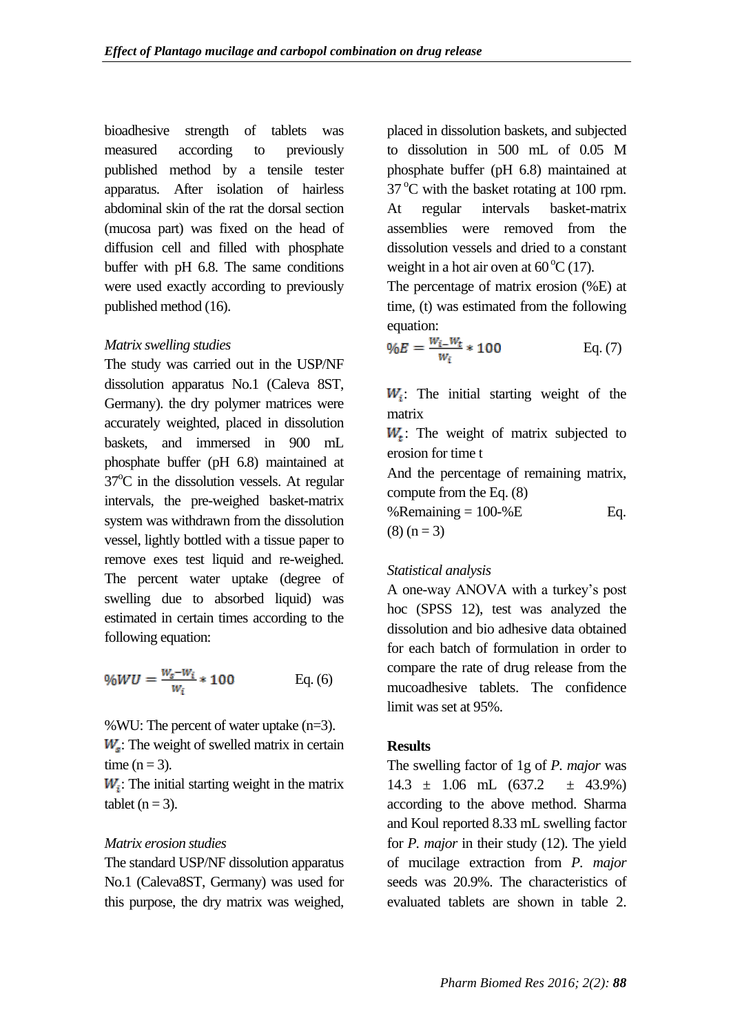bioadhesive strength of tablets was measured according to previously published method by a tensile tester apparatus. After isolation of hairless abdominal skin of the rat the dorsal section (mucosa part) was fixed on the head of diffusion cell and filled with phosphate buffer with pH 6.8. The same conditions were used exactly according to previously published method (16).

*Matrix swelling studies*

The study was carried out in the USP/NF dissolution apparatus No.1 (Caleva 8ST, Germany). the dry polymer matrices were accurately weighted, placed in dissolution baskets, and immersed in 900 mL phosphate buffer (pH 6.8) maintained at 37°C in the dissolution vessels. At regular intervals, the pre-weighed basket-matrix system was withdrawn from the dissolution vessel, lightly bottled with a tissue paper to remove exes test liquid and re-weighed. The percent water uptake (degree of swelling due to absorbed liquid) was estimated in certain times according to the following equation:

$$\%WU = \frac{W_s - W_i}{W_i} * 100 \qquad \text{Eq. (6)}$$

%WU: The percent of water uptake (n=3).
$W_s$: The weight of swelled matrix in certain time (n = 3).
$W_i$: The initial starting weight in the matrix tablet (n = 3).

*Matrix erosion studies*

The standard USP/NF dissolution apparatus No.1 (Caleva8ST, Germany) was used for this purpose, the dry matrix was weighed, placed in dissolution baskets, and subjected to dissolution in 500 mL of 0.05 M phosphate buffer (pH 6.8) maintained at 37 °C with the basket rotating at 100 rpm. At regular intervals basket-matrix assemblies were removed from the dissolution vessels and dried to a constant weight in a hot air oven at 60 °C (17).

The percentage of matrix erosion (%E) at time, (t) was estimated from the following equation:

$$\%E = \frac{W_i - W_t}{W_i} * 100 \qquad \text{Eq. (7)}$$

$W_i$: The initial starting weight of the matrix
$W_t$: The weight of matrix subjected to erosion for time t

And the percentage of remaining matrix, compute from the Eq. (8)

%Remaining = 100-%E Eq. (8) (n = 3)

*Statistical analysis*

A one-way ANOVA with a turkey's post hoc (SPSS 12), test was analyzed the dissolution and bio adhesive data obtained for each batch of formulation in order to compare the rate of drug release from the mucoadhesive tablets. The confidence limit was set at 95%.

**Results**

The swelling factor of 1g of *P. major* was 14.3 ± 1.06 mL (637.2 ± 43.9%) according to the above method. Sharma and Koul reported 8.33 mL swelling factor for *P. major* in their study (12). The yield of mucilage extraction from *P. major* seeds was 20.9%. The characteristics of evaluated tablets are shown in table 2.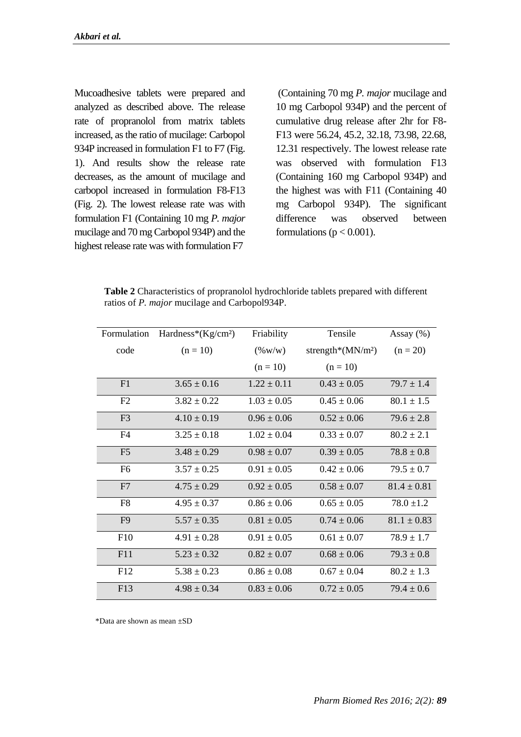Mucoadhesive tablets were prepared and analyzed as described above. The release rate of propranolol from matrix tablets increased, as the ratio of mucilage: Carbopol 934P increased in formulation F1 to F7 (Fig. 1). And results show the release rate decreases, as the amount of mucilage and carbopol increased in formulation F8-F13 (Fig. 2). The lowest release rate was with formulation F1 (Containing 10 mg *P. major* mucilage and 70 mg Carbopol 934P) and the highest release rate was with formulation F7 (Containing 70 mg *P. major* mucilage and 10 mg Carbopol 934P) and the percent of cumulative drug release after 2hr for F8-F13 were 56.24, 45.2, 32.18, 73.98, 22.68, 12.31 respectively. The lowest release rate was observed with formulation F13 (Containing 160 mg Carbopol 934P) and the highest was with F11 (Containing 40 mg Carbopol 934P). The significant difference was observed between formulations ($p < 0.001$).

**Table 2** Characteristics of propranolol hydrochloride tablets prepared with different ratios of *P. major* mucilage and Carbopol934P.

| Formulation code | Hardness*($Kg/cm^2$) (n = 10) | Friability (%w/w) (n = 10) | Tensile strength*($MN/m^2$) (n = 10) | Assay (%) (n = 20) |
|---|---|---|---|---|
| F1 | 3.65 ± 0.16 | 1.22 ± 0.11 | 0.43 ± 0.05 | 79.7 ± 1.4 |
| F2 | 3.82 ± 0.22 | 1.03 ± 0.05 | 0.45 ± 0.06 | 80.1 ± 1.5 |
| F3 | 4.10 ± 0.19 | 0.96 ± 0.06 | 0.52 ± 0.06 | 79.6 ± 2.8 |
| F4 | 3.25 ± 0.18 | 1.02 ± 0.04 | 0.33 ± 0.07 | 80.2 ± 2.1 |
| F5 | 3.48 ± 0.29 | 0.98 ± 0.07 | 0.39 ± 0.05 | 78.8 ± 0.8 |
| F6 | 3.57 ± 0.25 | 0.91 ± 0.05 | 0.42 ± 0.06 | 79.5 ± 0.7 |
| F7 | 4.75 ± 0.29 | 0.92 ± 0.05 | 0.58 ± 0.07 | 81.4 ± 0.81 |
| F8 | 4.95 ± 0.37 | 0.86 ± 0.06 | 0.65 ± 0.05 | 78.0 ±1.2 |
| F9 | 5.57 ± 0.35 | 0.81 ± 0.05 | 0.74 ± 0.06 | 81.1 ± 0.83 |
| F10 | 4.91 ± 0.28 | 0.91 ± 0.05 | 0.61 ± 0.07 | 78.9 ± 1.7 |
| F11 | 5.23 ± 0.32 | 0.82 ± 0.07 | 0.68 ± 0.06 | 79.3 ± 0.8 |
| F12 | 5.38 ± 0.23 | 0.86 ± 0.08 | 0.67 ± 0.04 | 80.2 ± 1.3 |
| F13 | 4.98 ± 0.34 | 0.83 ± 0.06 | 0.72 ± 0.05 | 79.4 ± 0.6 |

*Data are shown as mean ±SD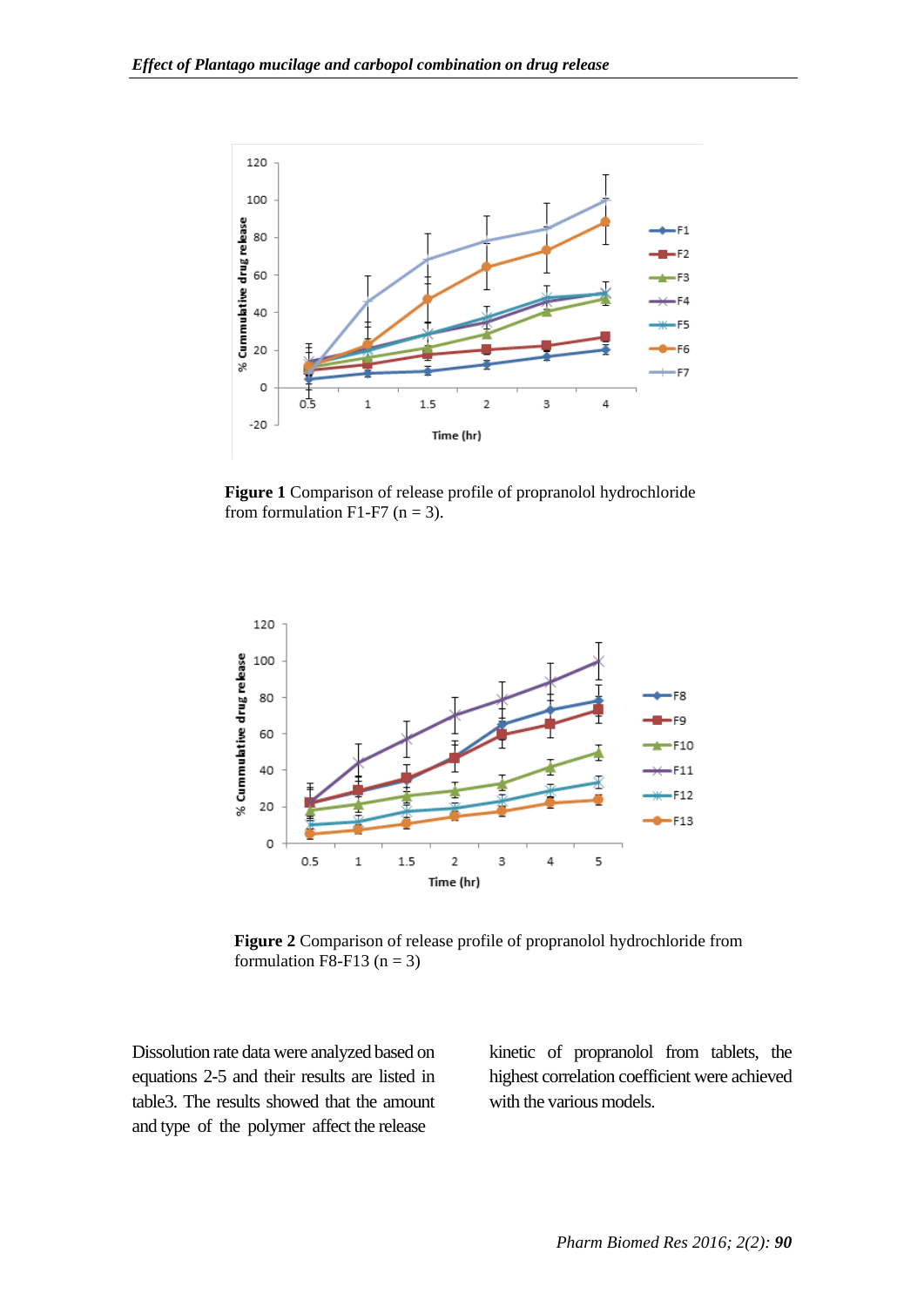**Figure 1** Comparison of release profile of propranolol hydrochloride from formulation F1-F7 (n = 3).

**Figure 2** Comparison of release profile of propranolol hydrochloride from formulation F8-F13 (n = 3)

Dissolution rate data were analyzed based on equations 2-5 and their results are listed in table3. The results showed that the amount and type of the polymer affect the release kinetic of propranolol from tablets, the highest correlation coefficient were achieved with the various models.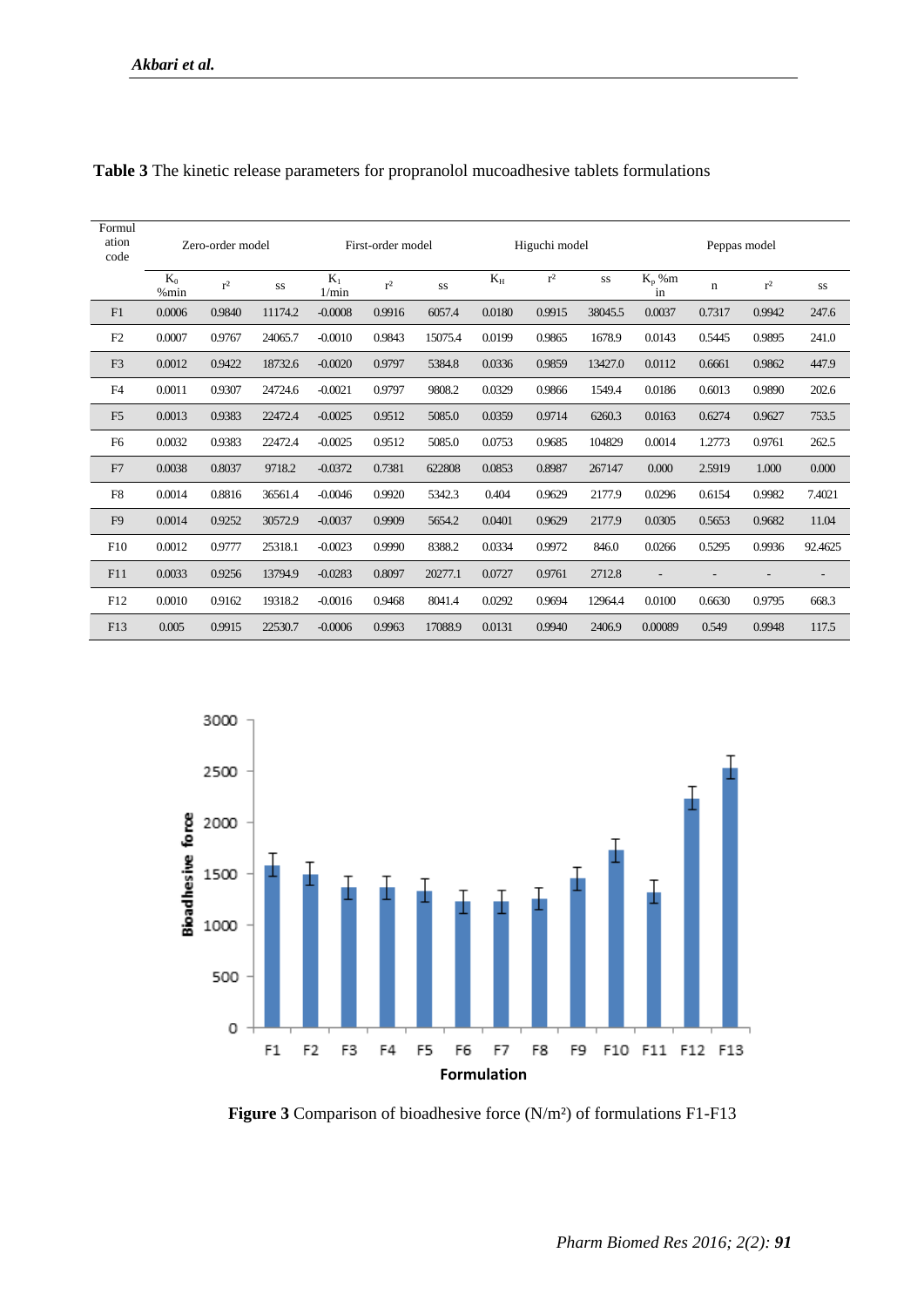**Table 3** The kinetic release parameters for propranolol mucoadhesive tablets formulations

| Formulation code | Zero-order model | | | First-order model | | | Higuchi model | | | Peppas model | | | |
|---|---|---|---|---|---|---|---|---|---|---|---|---|---|
| | $K_0$ %min | $r^2$ | SS | $K_1$ 1/min | $r^2$ | SS | $K_H$ | $r^2$ | SS | $K_p$ %min | n | $r^2$ | SS |
| F1 | 0.0006 | 0.9840 | 11174.2 | -0.0008 | 0.9916 | 6057.4 | 0.0180 | 0.9915 | 38045.5 | 0.0037 | 0.7317 | 0.9942 | 247.6 |
| F2 | 0.0007 | 0.9767 | 24065.7 | -0.0010 | 0.9843 | 15075.4 | 0.0199 | 0.9865 | 1678.9 | 0.0143 | 0.5445 | 0.9895 | 241.0 |
| F3 | 0.0012 | 0.9422 | 18732.6 | -0.0020 | 0.9797 | 5384.8 | 0.0336 | 0.9859 | 13427.0 | 0.0112 | 0.6661 | 0.9862 | 447.9 |
| F4 | 0.0011 | 0.9307 | 24724.6 | -0.0021 | 0.9797 | 9808.2 | 0.0329 | 0.9866 | 1549.4 | 0.0186 | 0.6013 | 0.9890 | 202.6 |
| F5 | 0.0013 | 0.9383 | 22472.4 | -0.0025 | 0.9512 | 5085.0 | 0.0359 | 0.9714 | 6260.3 | 0.0163 | 0.6274 | 0.9627 | 753.5 |
| F6 | 0.0032 | 0.9383 | 22472.4 | -0.0025 | 0.9512 | 5085.0 | 0.0753 | 0.9685 | 104829 | 0.0014 | 1.2773 | 0.9761 | 262.5 |
| F7 | 0.0038 | 0.8037 | 9718.2 | -0.0372 | 0.7381 | 622808 | 0.0853 | 0.8987 | 267147 | 0.000 | 2.5919 | 1.000 | 0.000 |
| F8 | 0.0014 | 0.8816 | 36561.4 | -0.0046 | 0.9920 | 5342.3 | 0.404 | 0.9629 | 2177.9 | 0.0296 | 0.6154 | 0.9982 | 7.4021 |
| F9 | 0.0014 | 0.9252 | 30572.9 | -0.0037 | 0.9909 | 5654.2 | 0.0401 | 0.9629 | 2177.9 | 0.0305 | 0.5653 | 0.9682 | 11.04 |
| F10 | 0.0012 | 0.9777 | 25318.1 | -0.0023 | 0.9990 | 8388.2 | 0.0334 | 0.9972 | 846.0 | 0.0266 | 0.5295 | 0.9936 | 92.4625 |
| F11 | 0.0033 | 0.9256 | 13794.9 | -0.0283 | 0.8097 | 20277.1 | 0.0727 | 0.9761 | 2712.8 | - | - | - | - |
| F12 | 0.0010 | 0.9162 | 19318.2 | -0.0016 | 0.9468 | 8041.4 | 0.0292 | 0.9694 | 12964.4 | 0.0100 | 0.6630 | 0.9795 | 668.3 |
| F13 | 0.005 | 0.9915 | 22530.7 | -0.0006 | 0.9963 | 17088.9 | 0.0131 | 0.9940 | 2406.9 | 0.00089 | 0.549 | 0.9948 | 117.5 |

**Figure 3** Comparison of bioadhesive force (N/m²) of formulations F1-F13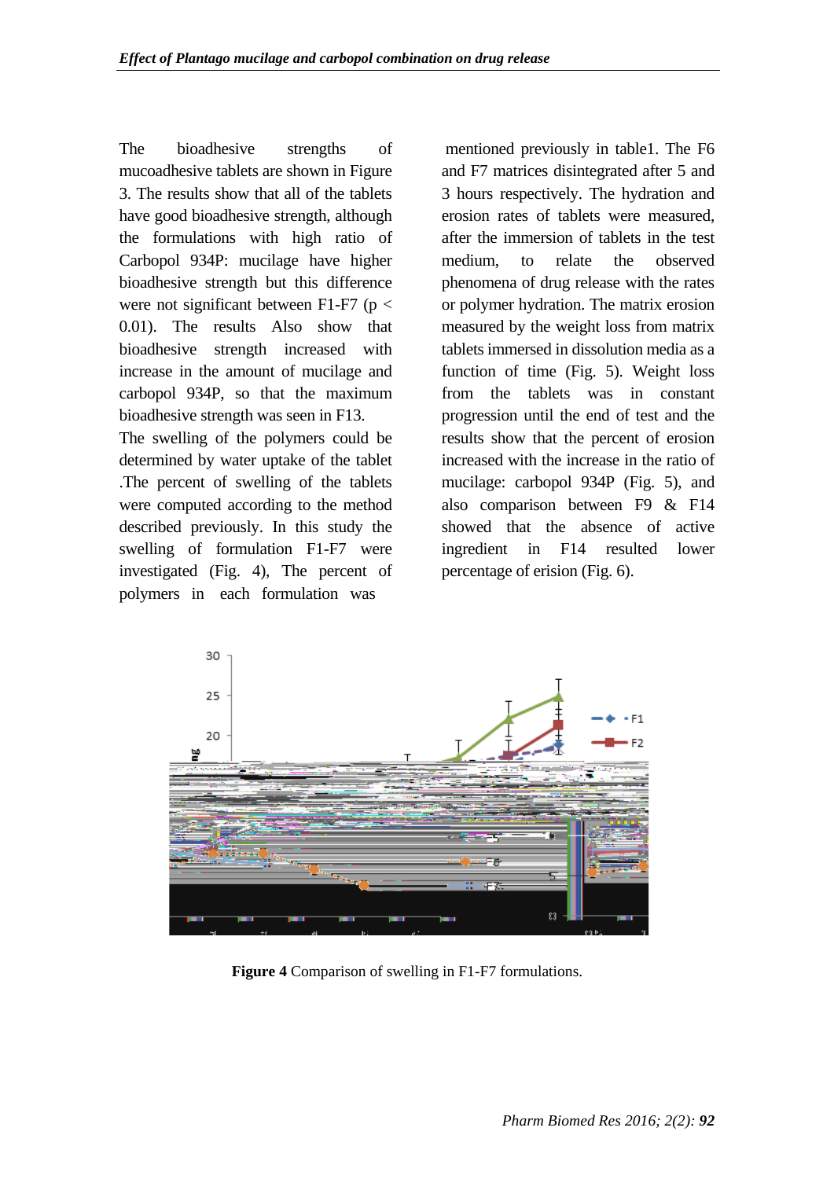The bioadhesive strengths of mucoadhesive tablets are shown in Figure 3. The results show that all of the tablets have good bioadhesive strength, although the formulations with high ratio of Carbopol 934P: mucilage have higher bioadhesive strength but this difference were not significant between F1-F7 ($p < 0.01$). The results Also show that bioadhesive strength increased with increase in the amount of mucilage and carbopol 934P, so that the maximum bioadhesive strength was seen in F13.

The swelling of the polymers could be determined by water uptake of the tablet .The percent of swelling of the tablets were computed according to the method described previously. In this study the swelling of formulation F1-F7 were investigated (Fig. 4), The percent of polymers in each formulation was mentioned previously in table1. The F6 and F7 matrices disintegrated after 5 and 3 hours respectively. The hydration and erosion rates of tablets were measured, after the immersion of tablets in the test medium, to relate the observed phenomena of drug release with the rates or polymer hydration. The matrix erosion measured by the weight loss from matrix tablets immersed in dissolution media as a function of time (Fig. 5). Weight loss from the tablets was in constant progression until the end of test and the results show that the percent of erosion increased with the increase in the ratio of mucilage: carbopol 934P (Fig. 5), and also comparison between F9 & F14 showed that the absence of active ingredient in F14 resulted lower percentage of erision (Fig. 6).

**Figure 4** Comparison of swelling in F1-F7 formulations.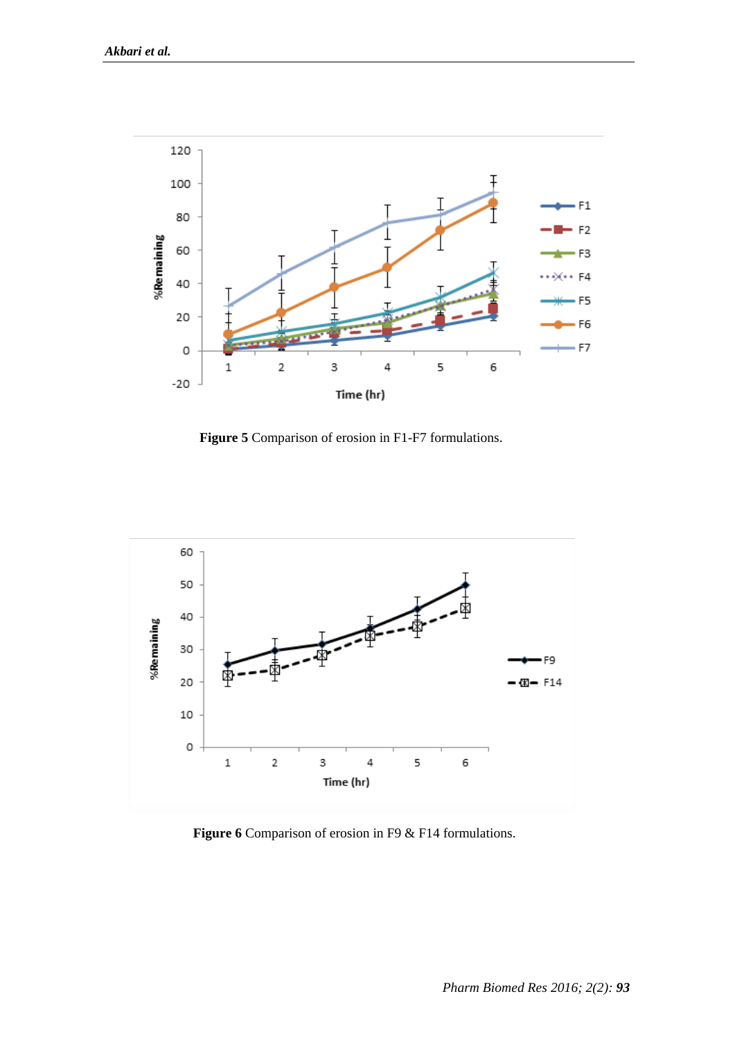**Figure 5** Comparison of erosion in F1-F7 formulations.

**Figure 6** Comparison of erosion in F9 & F14 formulations.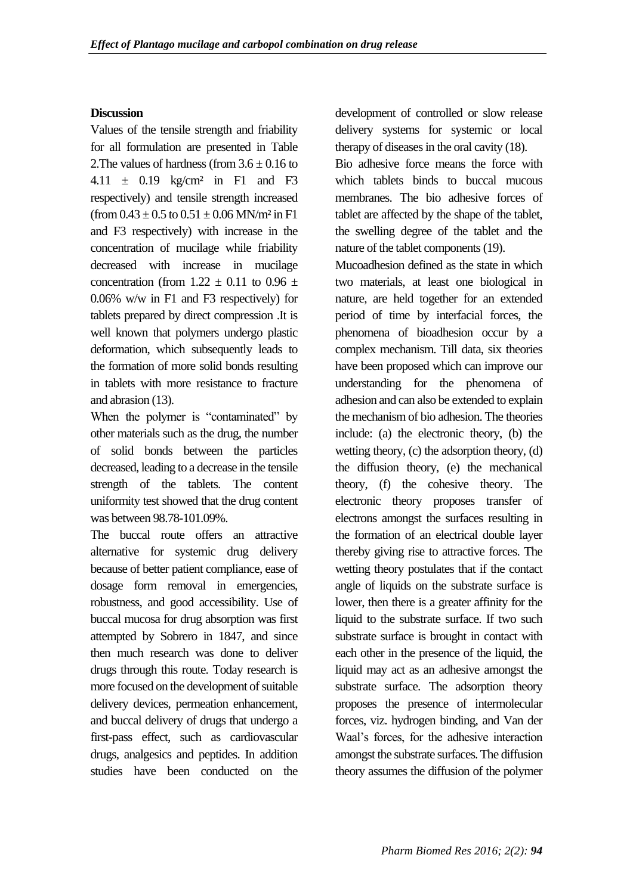### Discussion

Values of the tensile strength and friability for all formulation are presented in Table 2.The values of hardness (from $3.6 \pm 0.16$ to $4.11 \pm 0.19$ kg/cm² in F1 and F3 respectively) and tensile strength increased (from $0.43 \pm 0.5$ to $0.51 \pm 0.06$ MN/m² in F1 and F3 respectively) with increase in the concentration of mucilage while friability decreased with increase in mucilage concentration (from $1.22 \pm 0.11$ to $0.96 \pm 0.06$% w/w in F1 and F3 respectively) for tablets prepared by direct compression .It is well known that polymers undergo plastic deformation, which subsequently leads to the formation of more solid bonds resulting in tablets with more resistance to fracture and abrasion (13).

When the polymer is "contaminated" by other materials such as the drug, the number of solid bonds between the particles decreased, leading to a decrease in the tensile strength of the tablets. The content uniformity test showed that the drug content was between 98.78-101.09%.

The buccal route offers an attractive alternative for systemic drug delivery because of better patient compliance, ease of dosage form removal in emergencies, robustness, and good accessibility. Use of buccal mucosa for drug absorption was first attempted by Sobrero in 1847, and since then much research was done to deliver drugs through this route. Today research is more focused on the development of suitable delivery devices, permeation enhancement, and buccal delivery of drugs that undergo a first-pass effect, such as cardiovascular drugs, analgesics and peptides. In addition studies have been conducted on the development of controlled or slow release delivery systems for systemic or local therapy of diseases in the oral cavity (18).

Bio adhesive force means the force with which tablets binds to buccal mucous membranes. The bio adhesive forces of tablet are affected by the shape of the tablet, the swelling degree of the tablet and the nature of the tablet components (19).

Mucoadhesion defined as the state in which two materials, at least one biological in nature, are held together for an extended period of time by interfacial forces, the phenomena of bioadhesion occur by a complex mechanism. Till data, six theories have been proposed which can improve our understanding for the phenomena of adhesion and can also be extended to explain the mechanism of bio adhesion. The theories include: (a) the electronic theory, (b) the wetting theory, (c) the adsorption theory, (d) the diffusion theory, (e) the mechanical theory, (f) the cohesive theory. The electronic theory proposes transfer of electrons amongst the surfaces resulting in the formation of an electrical double layer thereby giving rise to attractive forces. The wetting theory postulates that if the contact angle of liquids on the substrate surface is lower, then there is a greater affinity for the liquid to the substrate surface. If two such substrate surface is brought in contact with each other in the presence of the liquid, the liquid may act as an adhesive amongst the substrate surface. The adsorption theory proposes the presence of intermolecular forces, viz. hydrogen binding, and Van der Waal's forces, for the adhesive interaction amongst the substrate surfaces. The diffusion theory assumes the diffusion of the polymer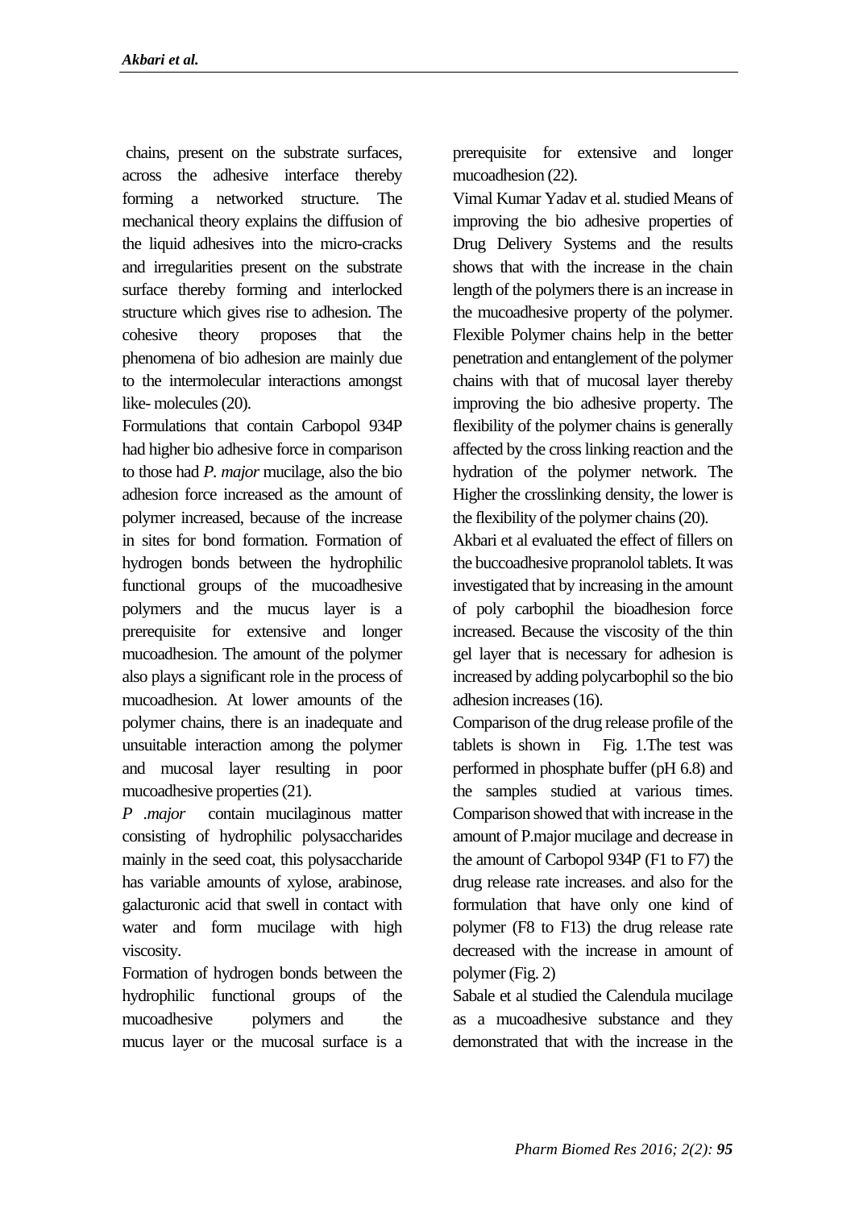chains, present on the substrate surfaces, across the adhesive interface thereby forming a networked structure. The mechanical theory explains the diffusion of the liquid adhesives into the micro-cracks and irregularities present on the substrate surface thereby forming and interlocked structure which gives rise to adhesion. The cohesive theory proposes that the phenomena of bio adhesion are mainly due to the intermolecular interactions amongst like- molecules (20).

Formulations that contain Carbopol 934P had higher bio adhesive force in comparison to those had *P. major* mucilage, also the bio adhesion force increased as the amount of polymer increased, because of the increase in sites for bond formation. Formation of hydrogen bonds between the hydrophilic functional groups of the mucoadhesive polymers and the mucus layer is a prerequisite for extensive and longer mucoadhesion. The amount of the polymer also plays a significant role in the process of mucoadhesion. At lower amounts of the polymer chains, there is an inadequate and unsuitable interaction among the polymer and mucosal layer resulting in poor mucoadhesive properties (21).

*P .major* contain mucilaginous matter consisting of hydrophilic polysaccharides mainly in the seed coat, this polysaccharide has variable amounts of xylose, arabinose, galacturonic acid that swell in contact with water and form mucilage with high viscosity.

Formation of hydrogen bonds between the hydrophilic functional groups of the mucoadhesive polymers and the mucus layer or the mucosal surface is a prerequisite for extensive and longer mucoadhesion (22).

Vimal Kumar Yadav et al. studied Means of improving the bio adhesive properties of Drug Delivery Systems and the results shows that with the increase in the chain length of the polymers there is an increase in the mucoadhesive property of the polymer. Flexible Polymer chains help in the better penetration and entanglement of the polymer chains with that of mucosal layer thereby improving the bio adhesive property. The flexibility of the polymer chains is generally affected by the cross linking reaction and the hydration of the polymer network. The Higher the crosslinking density, the lower is the flexibility of the polymer chains (20).

Akbari et al evaluated the effect of fillers on the buccoadhesive propranolol tablets. It was investigated that by increasing in the amount of poly carbophil the bioadhesion force increased. Because the viscosity of the thin gel layer that is necessary for adhesion is increased by adding polycarbophil so the bio adhesion increases (16).

Comparison of the drug release profile of the tablets is shown in Fig. 1.The test was performed in phosphate buffer (pH 6.8) and the samples studied at various times. Comparison showed that with increase in the amount of P.major mucilage and decrease in the amount of Carbopol 934P (F1 to F7) the drug release rate increases. and also for the formulation that have only one kind of polymer (F8 to F13) the drug release rate decreased with the increase in amount of polymer (Fig. 2)

Sabale et al studied the Calendula mucilage as a mucoadhesive substance and they demonstrated that with the increase in the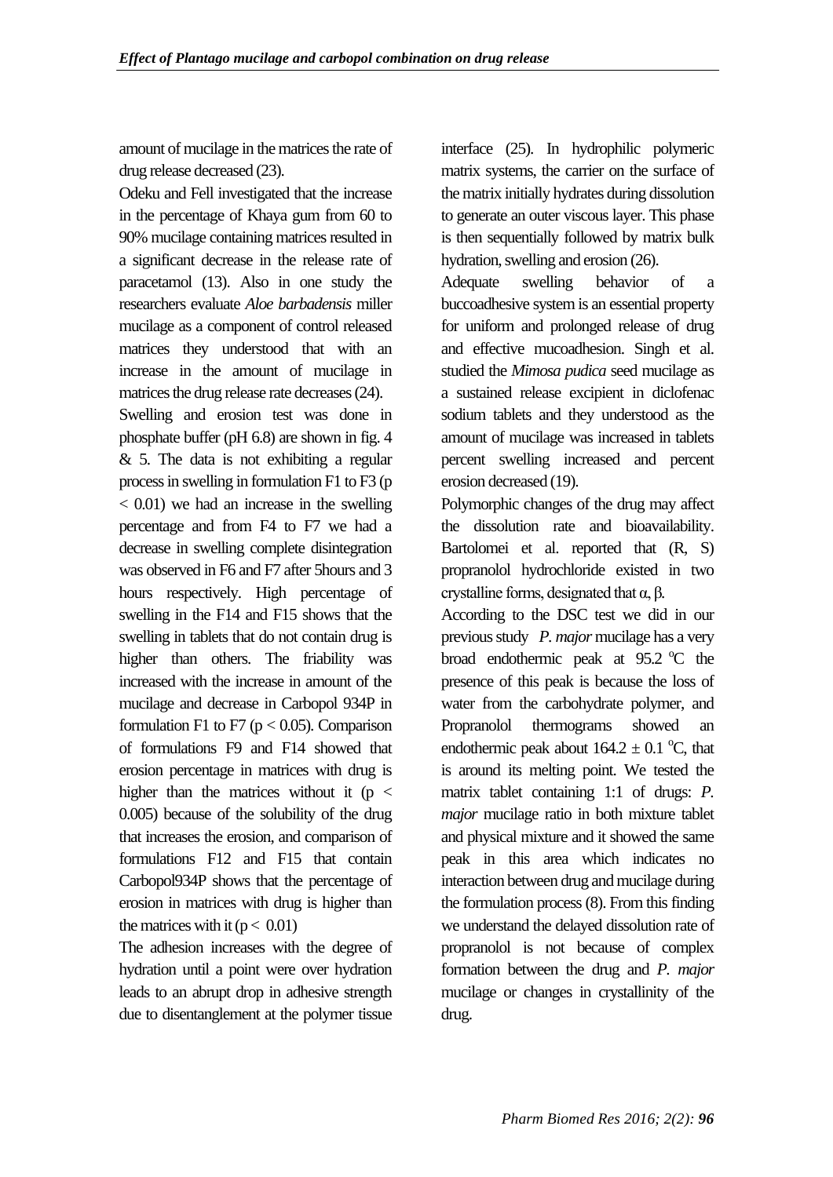amount of mucilage in the matrices the rate of drug release decreased (23).

Odeku and Fell investigated that the increase in the percentage of Khaya gum from 60 to 90% mucilage containing matrices resulted in a significant decrease in the release rate of paracetamol (13). Also in one study the researchers evaluate *Aloe barbadensis* miller mucilage as a component of control released matrices they understood that with an increase in the amount of mucilage in matrices the drug release rate decreases (24).

Swelling and erosion test was done in phosphate buffer (pH 6.8) are shown in fig. 4 & 5. The data is not exhibiting a regular process in swelling in formulation F1 to F3 ($p < 0.01$) we had an increase in the swelling percentage and from F4 to F7 we had a decrease in swelling complete disintegration was observed in F6 and F7 after 5hours and 3 hours respectively. High percentage of swelling in the F14 and F15 shows that the swelling in tablets that do not contain drug is higher than others. The friability was increased with the increase in amount of the mucilage and decrease in Carbopol 934P in formulation F1 to F7 ($p < 0.05$). Comparison of formulations F9 and F14 showed that erosion percentage in matrices with drug is higher than the matrices without it ($p < 0.005$) because of the solubility of the drug that increases the erosion, and comparison of formulations F12 and F15 that contain Carbopol934P shows that the percentage of erosion in matrices with drug is higher than the matrices with it ($p < 0.01$)

The adhesion increases with the degree of hydration until a point were over hydration leads to an abrupt drop in adhesive strength due to disentanglement at the polymer tissue interface (25). In hydrophilic polymeric matrix systems, the carrier on the surface of the matrix initially hydrates during dissolution to generate an outer viscous layer. This phase is then sequentially followed by matrix bulk hydration, swelling and erosion (26).

Adequate swelling behavior of a buccoadhesive system is an essential property for uniform and prolonged release of drug and effective mucoadhesion. Singh et al. studied the *Mimosa pudica* seed mucilage as a sustained release excipient in diclofenac sodium tablets and they understood as the amount of mucilage was increased in tablets percent swelling increased and percent erosion decreased (19).

Polymorphic changes of the drug may affect the dissolution rate and bioavailability. Bartolomei et al. reported that (R, S) propranolol hydrochloride existed in two crystalline forms, designated that α, β.

According to the DSC test we did in our previous study *P. major* mucilage has a very broad endothermic peak at 95.2 $^{o}$C the presence of this peak is because the loss of water from the carbohydrate polymer, and Propranolol thermograms showed an endothermic peak about $164.2 \pm 0.1$ $^{o}$C, that is around its melting point. We tested the matrix tablet containing 1:1 of drugs: *P. major* mucilage ratio in both mixture tablet and physical mixture and it showed the same peak in this area which indicates no interaction between drug and mucilage during the formulation process (8). From this finding we understand the delayed dissolution rate of propranolol is not because of complex formation between the drug and *P. major* mucilage or changes in crystallinity of the drug.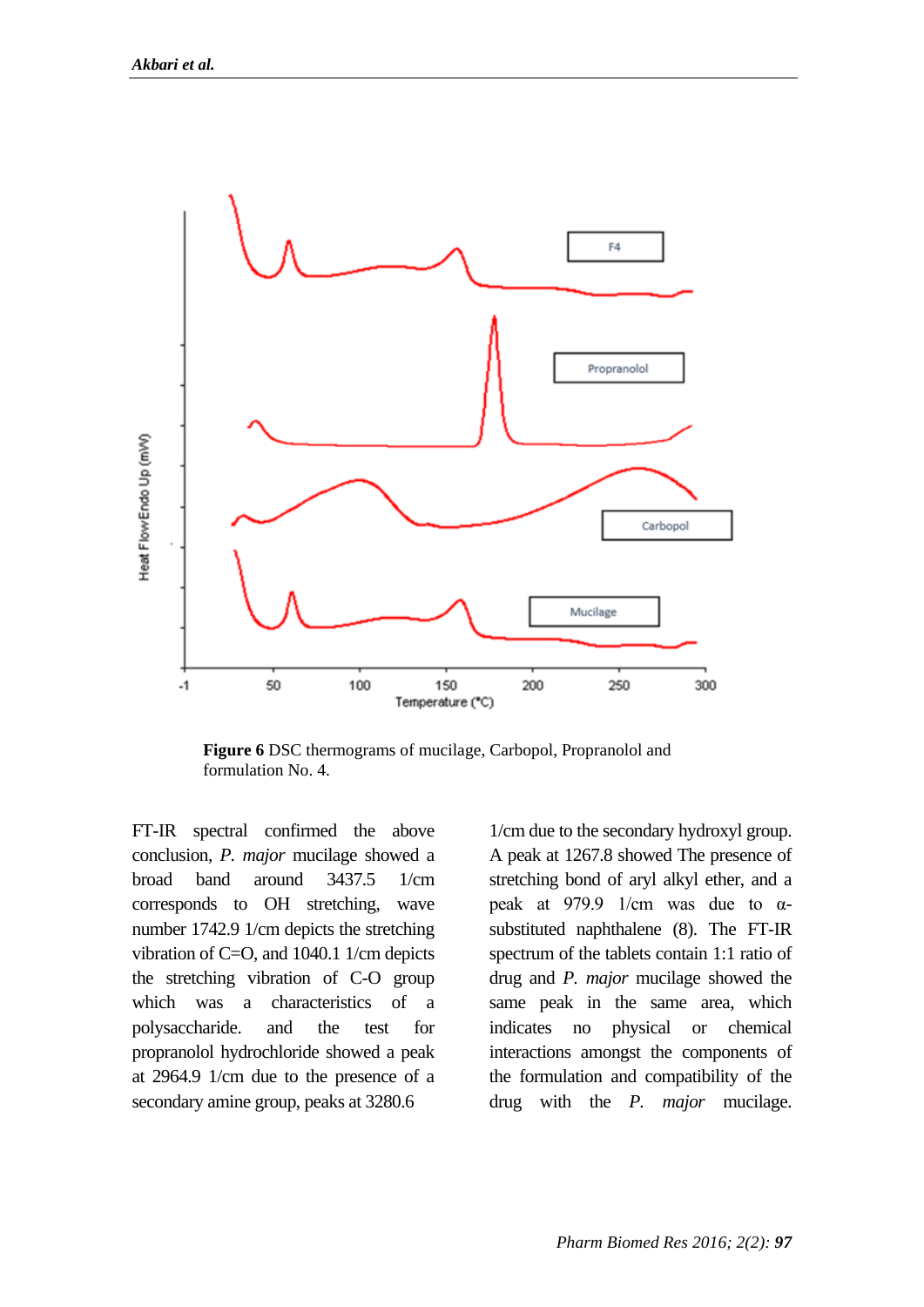**Figure 6** DSC thermograms of mucilage, Carbopol, Propranolol and formulation No. 4.

FT-IR spectral confirmed the above conclusion, *P. major* mucilage showed a broad band around 3437.5 1/cm corresponds to OH stretching, wave number 1742.9 1/cm depicts the stretching vibration of C=O, and 1040.1 1/cm depicts the stretching vibration of C-O group which was a characteristics of a polysaccharide. and the test for propranolol hydrochloride showed a peak at 2964.9 1/cm due to the presence of a secondary amine group, peaks at 3280.6 1/cm due to the secondary hydroxyl group. A peak at 1267.8 showed The presence of stretching bond of aryl alkyl ether, and a peak at 979.9 1/cm was due to α-substituted naphthalene (8). The FT-IR spectrum of the tablets contain 1:1 ratio of drug and *P. major* mucilage showed the same peak in the same area, which indicates no physical or chemical interactions amongst the components of the formulation and compatibility of the drug with the *P. major* mucilage.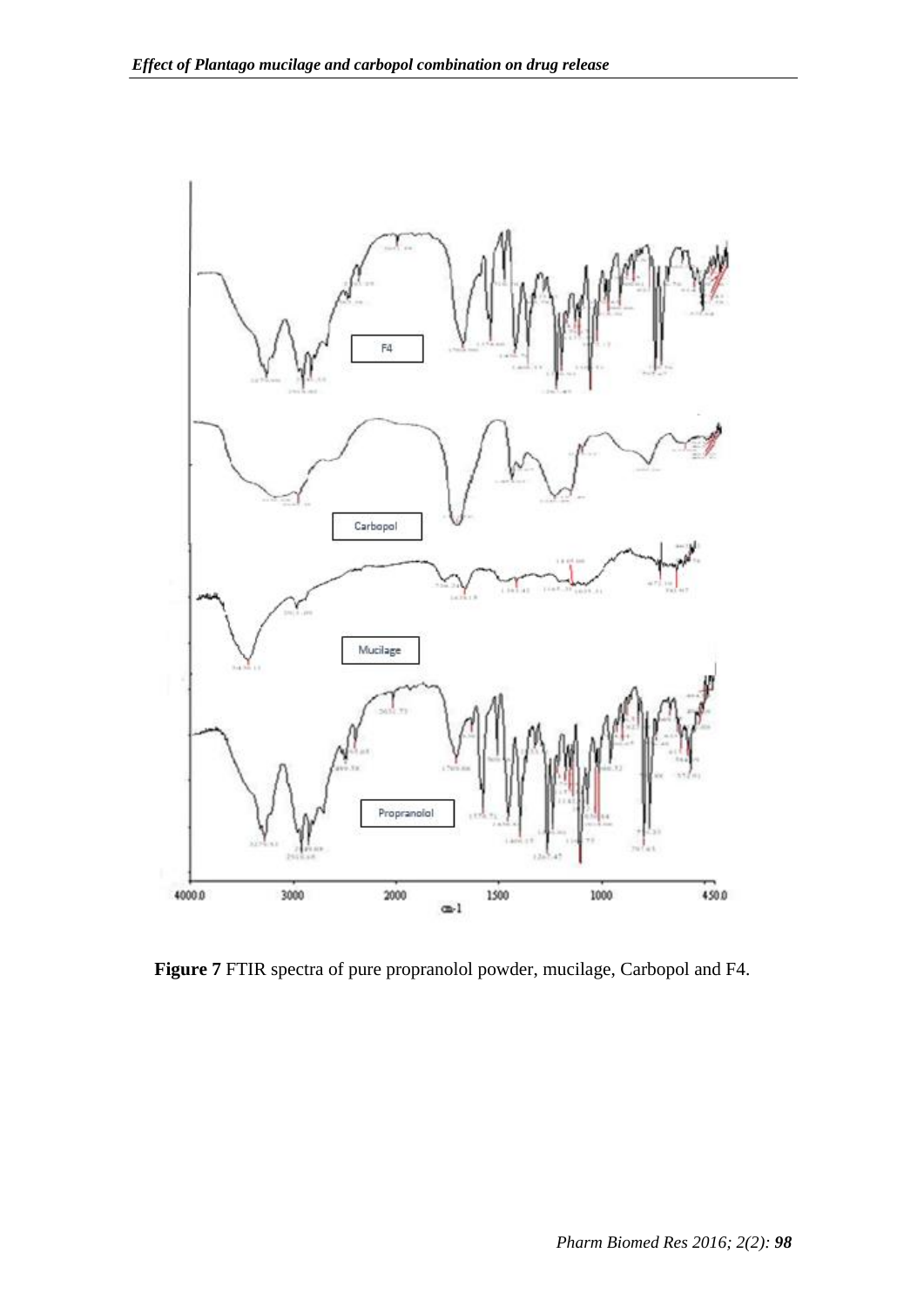Figure 7 FTIR spectra of pure propranolol powder, mucilage, Carbopol and F4.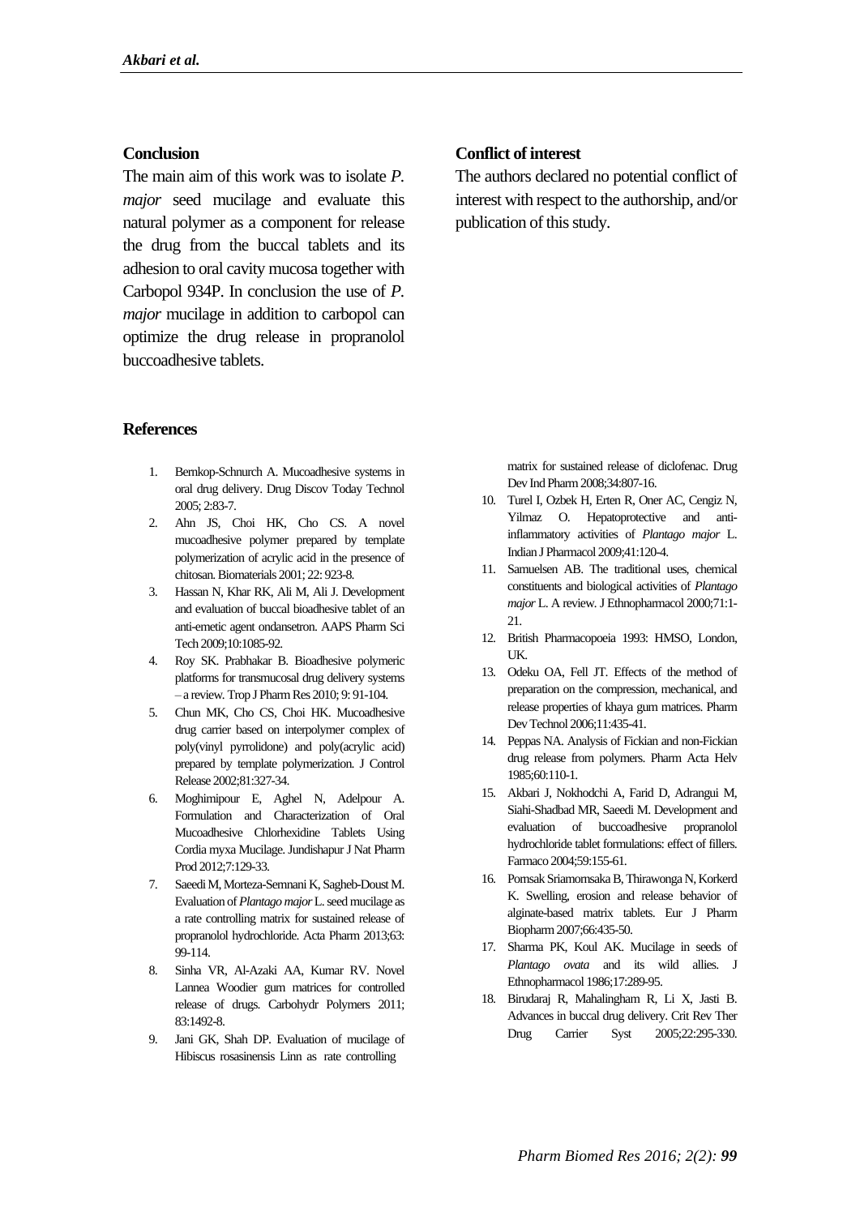## Conclusion

The main aim of this work was to isolate *P. major* seed mucilage and evaluate this natural polymer as a component for release the drug from the buccal tablets and its adhesion to oral cavity mucosa together with Carbopol 934P. In conclusion the use of *P. major* mucilage in addition to carbopol can optimize the drug release in propranolol buccoadhesive tablets.

## Conflict of interest

The authors declared no potential conflict of interest with respect to the authorship, and/or publication of this study.

## References

1. Bernkop-Schnurch A. Mucoadhesive systems in oral drug delivery. Drug Discov Today Technol 2005; 2:83-7.
2. Ahn JS, Choi HK, Cho CS. A novel mucoadhesive polymer prepared by template polymerization of acrylic acid in the presence of chitosan. Biomaterials 2001; 22: 923-8.
3. Hassan N, Khar RK, Ali M, Ali J. Development and evaluation of buccal bioadhesive tablet of an anti-emetic agent ondansetron. AAPS Pharm Sci Tech 2009;10:1085-92.
4. Roy SK. Prabhakar B. Bioadhesive polymeric platforms for transmucosal drug delivery systems – a review. Trop J Pharm Res 2010; 9: 91-104.
5. Chun MK, Cho CS, Choi HK. Mucoadhesive drug carrier based on interpolymer complex of poly(vinyl pyrrolidone) and poly(acrylic acid) prepared by template polymerization. J Control Release 2002;81:327-34.
6. Moghimipour E, Aghel N, Adelpour A. Formulation and Characterization of Oral Mucoadhesive Chlorhexidine Tablets Using Cordia myxa Mucilage. Jundishapur J Nat Pharm Prod 2012;7:129-33.
7. Saeedi M, Morteza-Semnani K, Sagheb-Doust M. Evaluation of *Plantago major* L. seed mucilage as a rate controlling matrix for sustained release of propranolol hydrochloride. Acta Pharm 2013;63: 99-114.
8. Sinha VR, Al-Azaki AA, Kumar RV. Novel Lannea Woodier gum matrices for controlled release of drugs. Carbohydr Polymers 2011; 83:1492-8.
9. Jani GK, Shah DP. Evaluation of mucilage of Hibiscus rosasinensis Linn as rate controlling matrix for sustained release of diclofenac. Drug Dev Ind Pharm 2008;34:807-16.
10. Turel I, Ozbek H, Erten R, Oner AC, Cengiz N, Yilmaz O. Hepatoprotective and anti-inflammatory activities of *Plantago major* L. Indian J Pharmacol 2009;41:120-4.
11. Samuelsen AB. The traditional uses, chemical constituents and biological activities of *Plantago major* L. A review. J Ethnopharmacol 2000;71:1-21.
12. British Pharmacopoeia 1993: HMSO, London, UK.
13. Odeku OA, Fell JT. Effects of the method of preparation on the compression, mechanical, and release properties of khaya gum matrices. Pharm Dev Technol 2006;11:435-41.
14. Peppas NA. Analysis of Fickian and non-Fickian drug release from polymers. Pharm Acta Helv 1985;60:110-1.
15. Akbari J, Nokhodchi A, Farid D, Adrangui M, Siahi-Shadbad MR, Saeedi M. Development and evaluation of buccoadhesive propranolol hydrochloride tablet formulations: effect of fillers. Farmaco 2004;59:155-61.
16. Pornsak Sriamornsaka B, Thirawonga N, Korkerd K. Swelling, erosion and release behavior of alginate-based matrix tablets. Eur J Pharm Biopharm 2007;66:435-50.
17. Sharma PK, Koul AK. Mucilage in seeds of *Plantago ovata* and its wild allies. J Ethnopharmacol 1986;17:289-95.
18. Birudaraj R, Mahalingham R, Li X, Jasti B. Advances in buccal drug delivery. Crit Rev Ther Drug Carrier Syst 2005;22:295-330.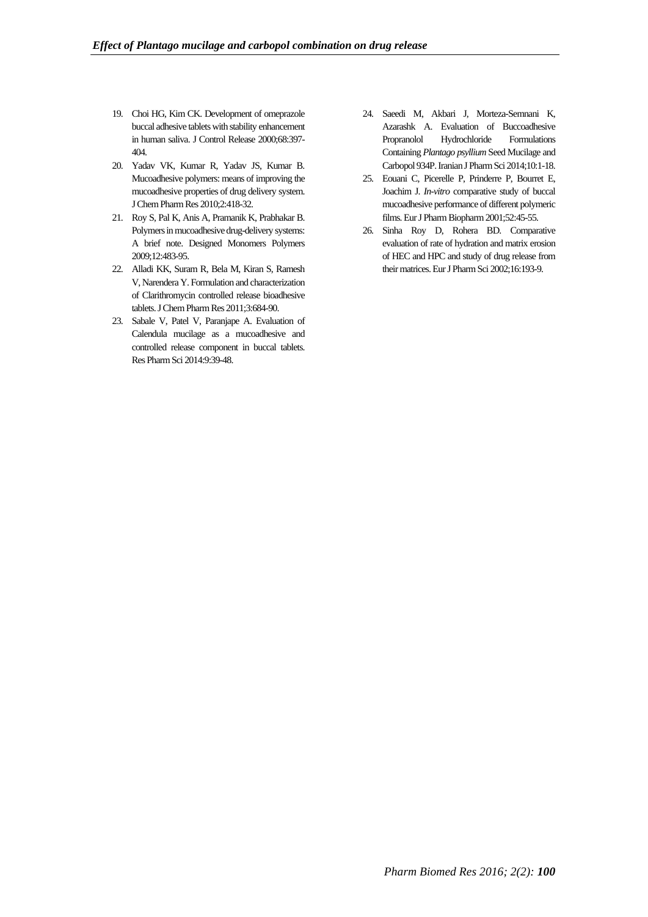19. Choi HG, Kim CK. Development of omeprazole buccal adhesive tablets with stability enhancement in human saliva. J Control Release 2000;68:397-404.
20. Yadav VK, Kumar R, Yadav JS, Kumar B. Mucoadhesive polymers: means of improving the mucoadhesive properties of drug delivery system. J Chem Pharm Res 2010;2:418-32.
21. Roy S, Pal K, Anis A, Pramanik K, Prabhakar B. Polymers in mucoadhesive drug-delivery systems: A brief note. Designed Monomers Polymers 2009;12:483-95.
22. Alladi KK, Suram R, Bela M, Kiran S, Ramesh V, Narendera Y. Formulation and characterization of Clarithromycin controlled release bioadhesive tablets. J Chem Pharm Res 2011;3:684-90.
23. Sabale V, Patel V, Paranjape A. Evaluation of Calendula mucilage as a mucoadhesive and controlled release component in buccal tablets. Res Pharm Sci 2014:9:39-48.
24. Saeedi M, Akbari J, Morteza-Semnani K, Azarashk A. Evaluation of Buccoadhesive Propranolol Hydrochloride Formulations Containing *Plantago psyllium* Seed Mucilage and Carbopol 934P. Iranian J Pharm Sci 2014;10:1-18.
25. Eouani C, Picerelle P, Prinderre P, Bourret E, Joachim J. *In-vitro* comparative study of buccal mucoadhesive performance of different polymeric films. Eur J Pharm Biopharm 2001;52:45-55.
26. Sinha Roy D, Rohera BD. Comparative evaluation of rate of hydration and matrix erosion of HEC and HPC and study of drug release from their matrices. Eur J Pharm Sci 2002;16:193-9.